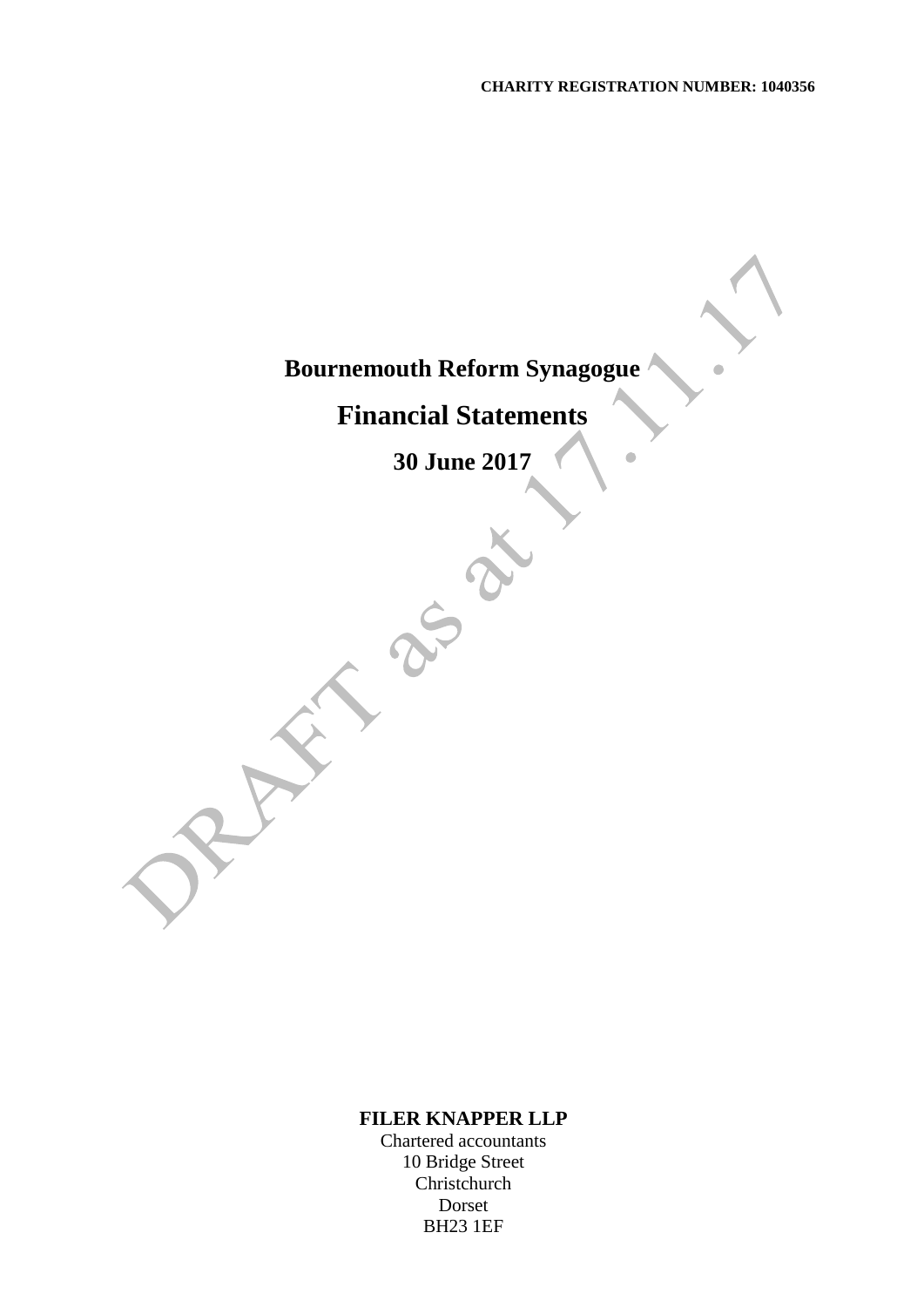**CHARITY REGISTRATION NUMBER: 1040356**

# Bournemouth Reform Synagogue

# Financial Statements

## 30 June 2017

DRAFT as at 17.11.17

**FILER KNAPPER LLP**
Chartered accountants
10 Bridge Street
Christchurch
Dorset
BH23 1EF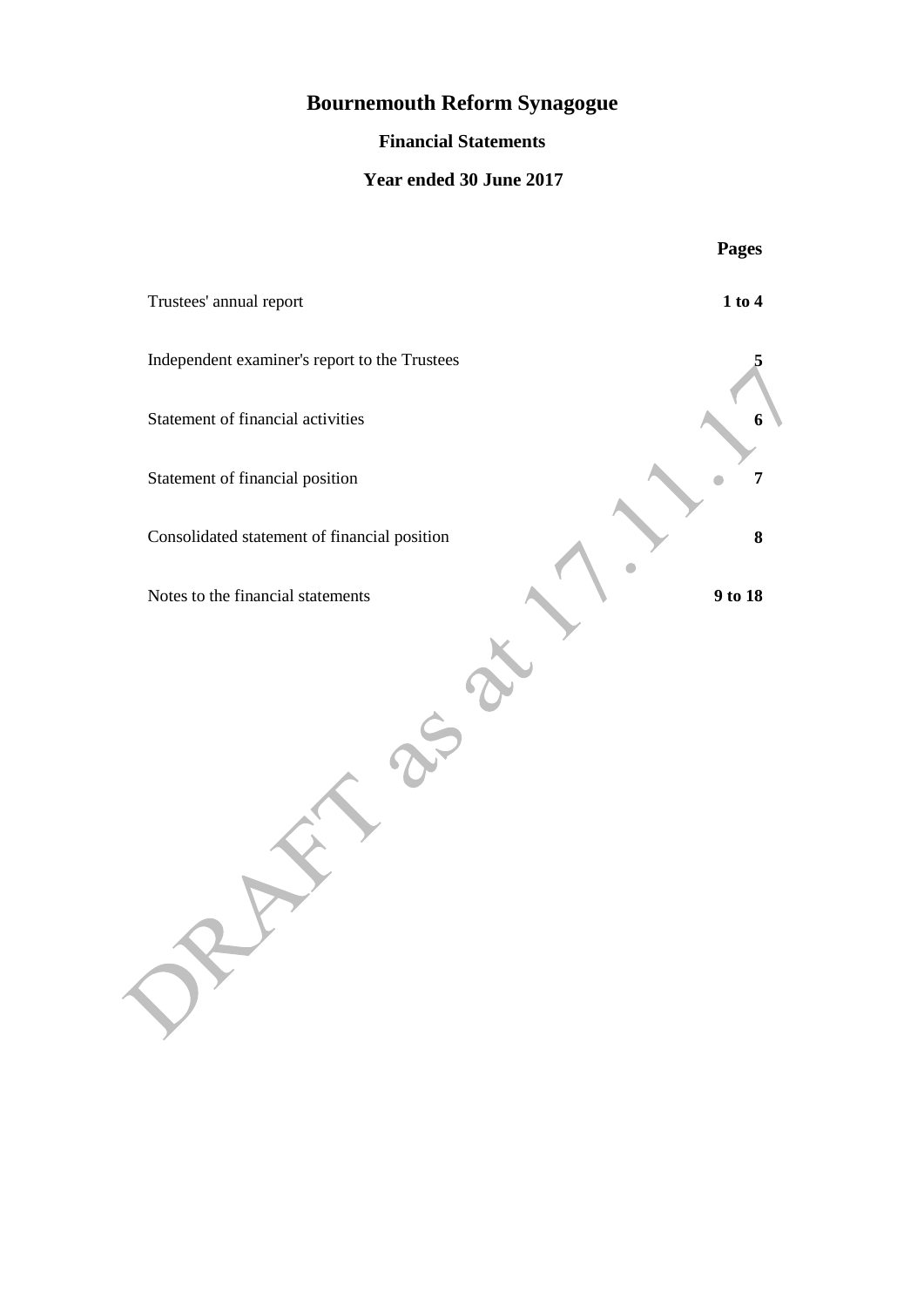# Bournemouth Reform Synagogue

## Financial Statements

## Year ended 30 June 2017

| | Pages |
|---|---|
| Trustees' annual report | **1 to 4** |
| Independent examiner's report to the Trustees | **5** |
| Statement of financial activities | **6** |
| Statement of financial position | **7** |
| Consolidated statement of financial position | **8** |
| Notes to the financial statements | **9 to 18** |

DRAFT as at 17.11.17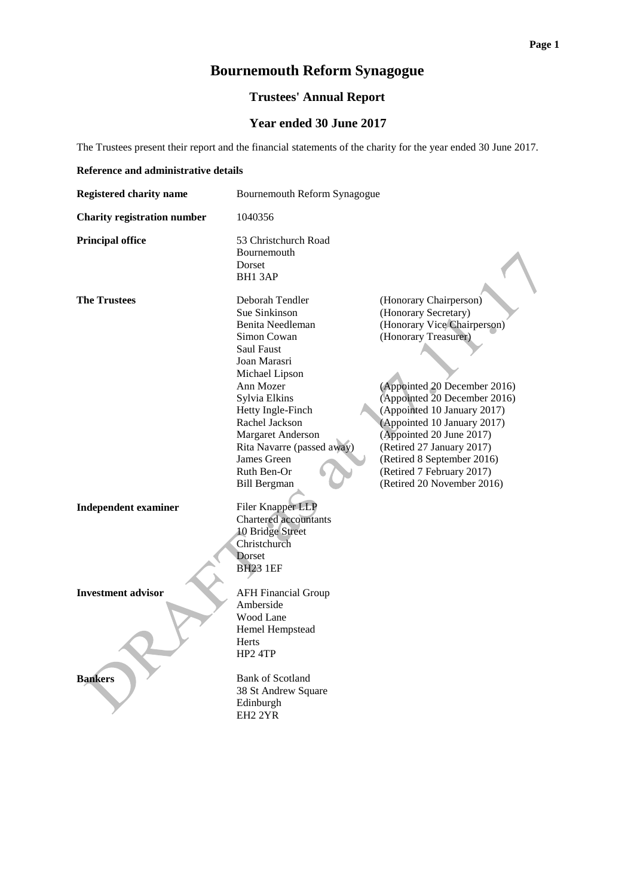# Bournemouth Reform Synagogue

## Trustees' Annual Report

## Year ended 30 June 2017

The Trustees present their report and the financial statements of the charity for the year ended 30 June 2017.

**Reference and administrative details**

| | | |
|---|---|---|
| **Registered charity name** | Bournemouth Reform Synagogue | |
| **Charity registration number** | 1040356 | |
| **Principal office** | 53 Christchurch Road<br>Bournemouth<br>Dorset<br>BH1 3AP | |
| **The Trustees** | Deborah Tendler | (Honorary Chairperson) |
| | Sue Sinkinson | (Honorary Secretary) |
| | Benita Needleman | (Honorary Vice Chairperson) |
| | Simon Cowan | (Honorary Treasurer) |
| | Saul Faust | |
| | Joan Marasri | |
| | Michael Lipson | |
| | Ann Mozer | (Appointed 20 December 2016) |
| | Sylvia Elkins | (Appointed 20 December 2016) |
| | Hetty Ingle-Finch | (Appointed 10 January 2017) |
| | Rachel Jackson | (Appointed 10 January 2017) |
| | Margaret Anderson | (Appointed 20 June 2017) |
| | Rita Navarre (passed away) | (Retired 27 January 2017) |
| | James Green | (Retired 8 September 2016) |
| | Ruth Ben-Or | (Retired 7 February 2017) |
| | Bill Bergman | (Retired 20 November 2016) |
| **Independent examiner** | Filer Knapper LLP<br>Chartered accountants<br>10 Bridge Street<br>Christchurch<br>Dorset<br>BH23 1EF | |
| **Investment advisor** | AFH Financial Group<br>Amberside<br>Wood Lane<br>Hemel Hempstead<br>Herts<br>HP2 4TP | |
| **Bankers** | Bank of Scotland<br>38 St Andrew Square<br>Edinburgh<br>EH2 2YR | |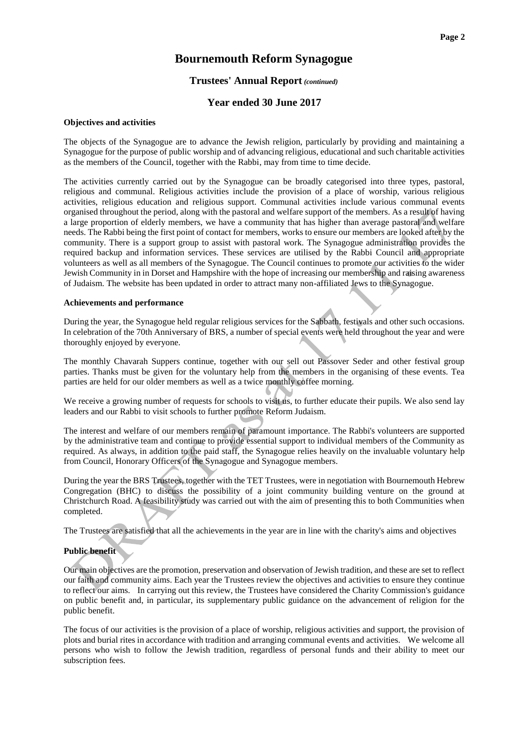# Bournemouth Reform Synagogue

## Trustees' Annual Report *(continued)*

## Year ended 30 June 2017

**Objectives and activities**

The objects of the Synagogue are to advance the Jewish religion, particularly by providing and maintaining a Synagogue for the purpose of public worship and of advancing religious, educational and such charitable activities as the members of the Council, together with the Rabbi, may from time to time decide.

The activities currently carried out by the Synagogue can be broadly categorised into three types, pastoral, religious and communal. Religious activities include the provision of a place of worship, various religious activities, religious education and religious support. Communal activities include various communal events organised throughout the period, along with the pastoral and welfare support of the members. As a result of having a large proportion of elderly members, we have a community that has higher than average pastoral and welfare needs. The Rabbi being the first point of contact for members, works to ensure our members are looked after by the community. There is a support group to assist with pastoral work. The Synagogue administration provides the required backup and information services. These services are utilised by the Rabbi Council and appropriate volunteers as well as all members of the Synagogue. The Council continues to promote our activities to the wider Jewish Community in in Dorset and Hampshire with the hope of increasing our membership and raising awareness of Judaism. The website has been updated in order to attract many non-affiliated Jews to the Synagogue.

**Achievements and performance**

During the year, the Synagogue held regular religious services for the Sabbath, festivals and other such occasions. In celebration of the 70th Anniversary of BRS, a number of special events were held throughout the year and were thoroughly enjoyed by everyone.

The monthly Chavarah Suppers continue, together with our sell out Passover Seder and other festival group parties. Thanks must be given for the voluntary help from the members in the organising of these events. Tea parties are held for our older members as well as a twice monthly coffee morning.

We receive a growing number of requests for schools to visit us, to further educate their pupils. We also send lay leaders and our Rabbi to visit schools to further promote Reform Judaism.

The interest and welfare of our members remain of paramount importance. The Rabbi's volunteers are supported by the administrative team and continue to provide essential support to individual members of the Community as required. As always, in addition to the paid staff, the Synagogue relies heavily on the invaluable voluntary help from Council, Honorary Officers of the Synagogue and Synagogue members.

During the year the BRS Trustees, together with the TET Trustees, were in negotiation with Bournemouth Hebrew Congregation (BHC) to discuss the possibility of a joint community building venture on the ground at Christchurch Road. A feasibility study was carried out with the aim of presenting this to both Communities when completed.

The Trustees are satisfied that all the achievements in the year are in line with the charity's aims and objectives

**Public benefit**

Our main objectives are the promotion, preservation and observation of Jewish tradition, and these are set to reflect our faith and community aims. Each year the Trustees review the objectives and activities to ensure they continue to reflect our aims. In carrying out this review, the Trustees have considered the Charity Commission's guidance on public benefit and, in particular, its supplementary public guidance on the advancement of religion for the public benefit.

The focus of our activities is the provision of a place of worship, religious activities and support, the provision of plots and burial rites in accordance with tradition and arranging communal events and activities. We welcome all persons who wish to follow the Jewish tradition, regardless of personal funds and their ability to meet our subscription fees.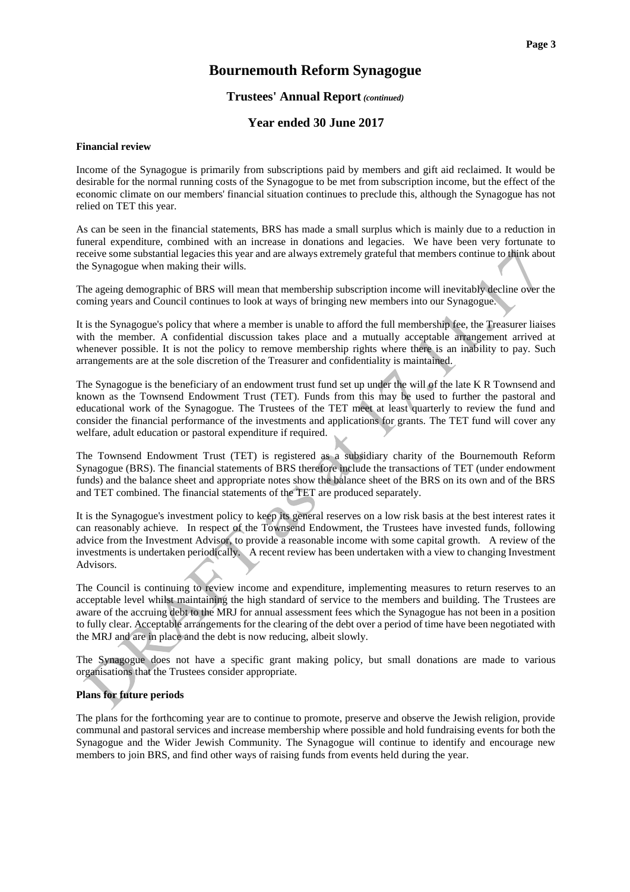# Bournemouth Reform Synagogue

## Trustees' Annual Report *(continued)*

## Year ended 30 June 2017

**Financial review**

Income of the Synagogue is primarily from subscriptions paid by members and gift aid reclaimed. It would be desirable for the normal running costs of the Synagogue to be met from subscription income, but the effect of the economic climate on our members' financial situation continues to preclude this, although the Synagogue has not relied on TET this year.

As can be seen in the financial statements, BRS has made a small surplus which is mainly due to a reduction in funeral expenditure, combined with an increase in donations and legacies. We have been very fortunate to receive some substantial legacies this year and are always extremely grateful that members continue to think about the Synagogue when making their wills.

The ageing demographic of BRS will mean that membership subscription income will inevitably decline over the coming years and Council continues to look at ways of bringing new members into our Synagogue.

It is the Synagogue's policy that where a member is unable to afford the full membership fee, the Treasurer liaises with the member. A confidential discussion takes place and a mutually acceptable arrangement arrived at whenever possible. It is not the policy to remove membership rights where there is an inability to pay. Such arrangements are at the sole discretion of the Treasurer and confidentiality is maintained.

The Synagogue is the beneficiary of an endowment trust fund set up under the will of the late K R Townsend and known as the Townsend Endowment Trust (TET). Funds from this may be used to further the pastoral and educational work of the Synagogue. The Trustees of the TET meet at least quarterly to review the fund and consider the financial performance of the investments and applications for grants. The TET fund will cover any welfare, adult education or pastoral expenditure if required.

The Townsend Endowment Trust (TET) is registered as a subsidiary charity of the Bournemouth Reform Synagogue (BRS). The financial statements of BRS therefore include the transactions of TET (under endowment funds) and the balance sheet and appropriate notes show the balance sheet of the BRS on its own and of the BRS and TET combined. The financial statements of the TET are produced separately.

It is the Synagogue's investment policy to keep its general reserves on a low risk basis at the best interest rates it can reasonably achieve. In respect of the Townsend Endowment, the Trustees have invested funds, following advice from the Investment Advisor, to provide a reasonable income with some capital growth. A review of the investments is undertaken periodically. A recent review has been undertaken with a view to changing Investment Advisors.

The Council is continuing to review income and expenditure, implementing measures to return reserves to an acceptable level whilst maintaining the high standard of service to the members and building. The Trustees are aware of the accruing debt to the MRJ for annual assessment fees which the Synagogue has not been in a position to fully clear. Acceptable arrangements for the clearing of the debt over a period of time have been negotiated with the MRJ and are in place and the debt is now reducing, albeit slowly.

The Synagogue does not have a specific grant making policy, but small donations are made to various organisations that the Trustees consider appropriate.

**Plans for future periods**

The plans for the forthcoming year are to continue to promote, preserve and observe the Jewish religion, provide communal and pastoral services and increase membership where possible and hold fundraising events for both the Synagogue and the Wider Jewish Community. The Synagogue will continue to identify and encourage new members to join BRS, and find other ways of raising funds from events held during the year.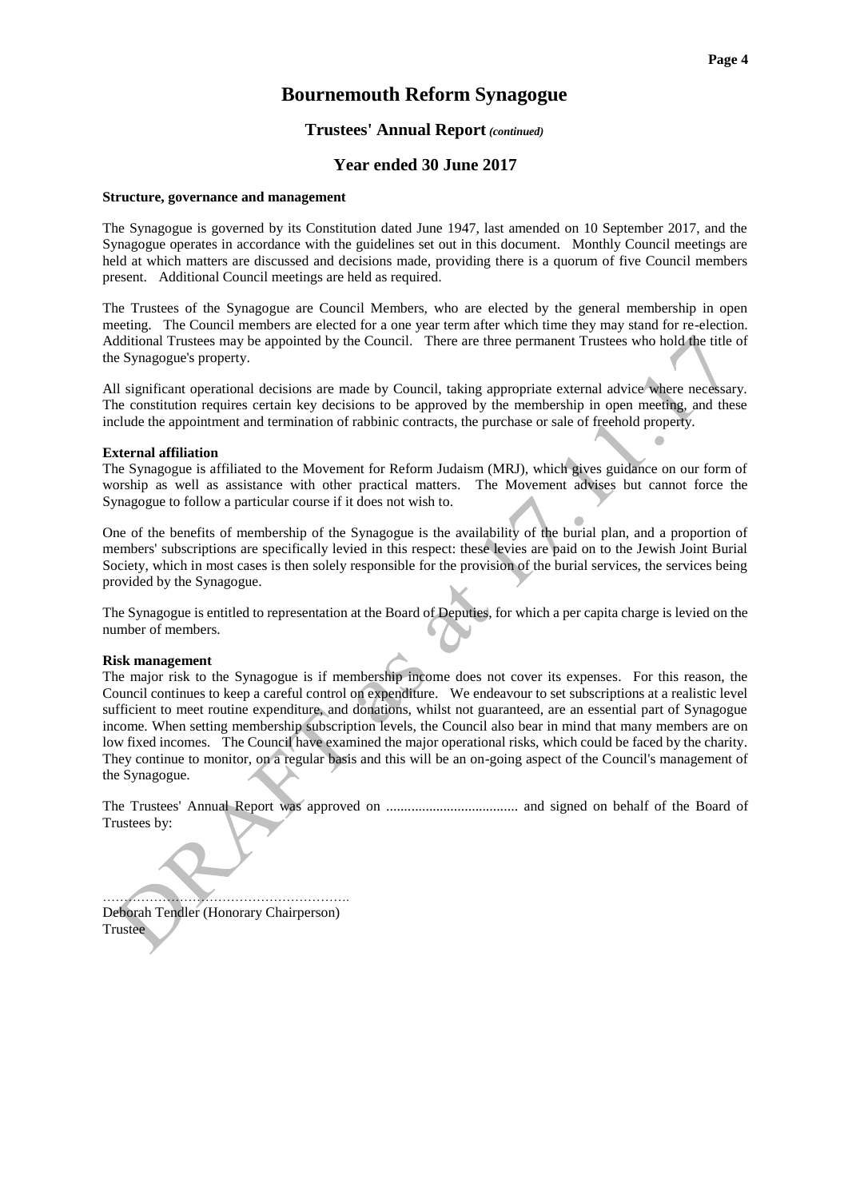# Bournemouth Reform Synagogue

## Trustees' Annual Report *(continued)*

## Year ended 30 June 2017

**Structure, governance and management**

The Synagogue is governed by its Constitution dated June 1947, last amended on 10 September 2017, and the Synagogue operates in accordance with the guidelines set out in this document. Monthly Council meetings are held at which matters are discussed and decisions made, providing there is a quorum of five Council members present. Additional Council meetings are held as required.

The Trustees of the Synagogue are Council Members, who are elected by the general membership in open meeting. The Council members are elected for a one year term after which time they may stand for re-election. Additional Trustees may be appointed by the Council. There are three permanent Trustees who hold the title of the Synagogue's property.

All significant operational decisions are made by Council, taking appropriate external advice where necessary. The constitution requires certain key decisions to be approved by the membership in open meeting, and these include the appointment and termination of rabbinic contracts, the purchase or sale of freehold property.

**External affiliation**

The Synagogue is affiliated to the Movement for Reform Judaism (MRJ), which gives guidance on our form of worship as well as assistance with other practical matters. The Movement advises but cannot force the Synagogue to follow a particular course if it does not wish to.

One of the benefits of membership of the Synagogue is the availability of the burial plan, and a proportion of members' subscriptions are specifically levied in this respect: these levies are paid on to the Jewish Joint Burial Society, which in most cases is then solely responsible for the provision of the burial services, the services being provided by the Synagogue.

The Synagogue is entitled to representation at the Board of Deputies, for which a per capita charge is levied on the number of members.

**Risk management**

The major risk to the Synagogue is if membership income does not cover its expenses. For this reason, the Council continues to keep a careful control on expenditure. We endeavour to set subscriptions at a realistic level sufficient to meet routine expenditure, and donations, whilst not guaranteed, are an essential part of Synagogue income. When setting membership subscription levels, the Council also bear in mind that many members are on low fixed incomes. The Council have examined the major operational risks, which could be faced by the charity. They continue to monitor, on a regular basis and this will be an on-going aspect of the Council's management of the Synagogue.

The Trustees' Annual Report was approved on ..................................... and signed on behalf of the Board of Trustees by:

…………………………………………………
Deborah Tendler (Honorary Chairperson)
Trustee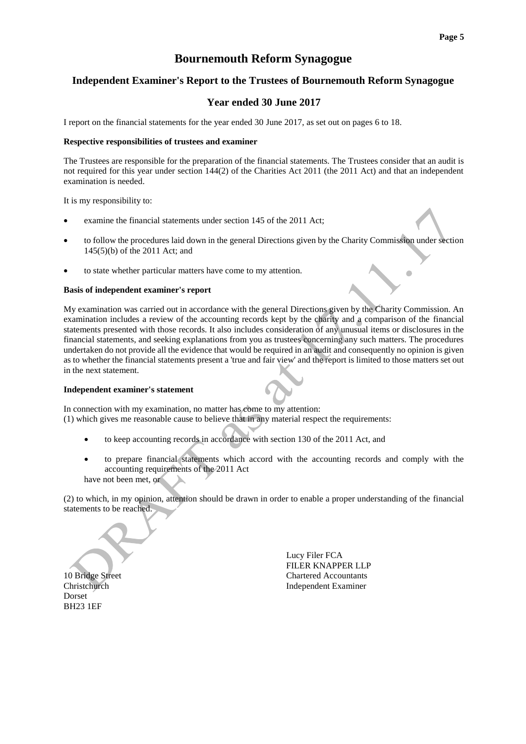# Bournemouth Reform Synagogue

## Independent Examiner's Report to the Trustees of Bournemouth Reform Synagogue

## Year ended 30 June 2017

I report on the financial statements for the year ended 30 June 2017, as set out on pages 6 to 18.

**Respective responsibilities of trustees and examiner**

The Trustees are responsible for the preparation of the financial statements. The Trustees consider that an audit is not required for this year under section 144(2) of the Charities Act 2011 (the 2011 Act) and that an independent examination is needed.

It is my responsibility to:

- examine the financial statements under section 145 of the 2011 Act;
- to follow the procedures laid down in the general Directions given by the Charity Commission under section 145(5)(b) of the 2011 Act; and
- to state whether particular matters have come to my attention.

**Basis of independent examiner's report**

My examination was carried out in accordance with the general Directions given by the Charity Commission. An examination includes a review of the accounting records kept by the charity and a comparison of the financial statements presented with those records. It also includes consideration of any unusual items or disclosures in the financial statements, and seeking explanations from you as trustees concerning any such matters. The procedures undertaken do not provide all the evidence that would be required in an audit and consequently no opinion is given as to whether the financial statements present a 'true and fair view' and the report is limited to those matters set out in the next statement.

**Independent examiner's statement**

In connection with my examination, no matter has come to my attention:
(1) which gives me reasonable cause to believe that in any material respect the requirements:

- to keep accounting records in accordance with section 130 of the 2011 Act, and
- to prepare financial statements which accord with the accounting records and comply with the accounting requirements of the 2011 Act

have not been met, or

(2) to which, in my opinion, attention should be drawn in order to enable a proper understanding of the financial statements to be reached.

Lucy Filer FCA
FILER KNAPPER LLP
Chartered Accountants
Independent Examiner

10 Bridge Street
Christchurch
Dorset
BH23 1EF

DRAFT as at 17.11.17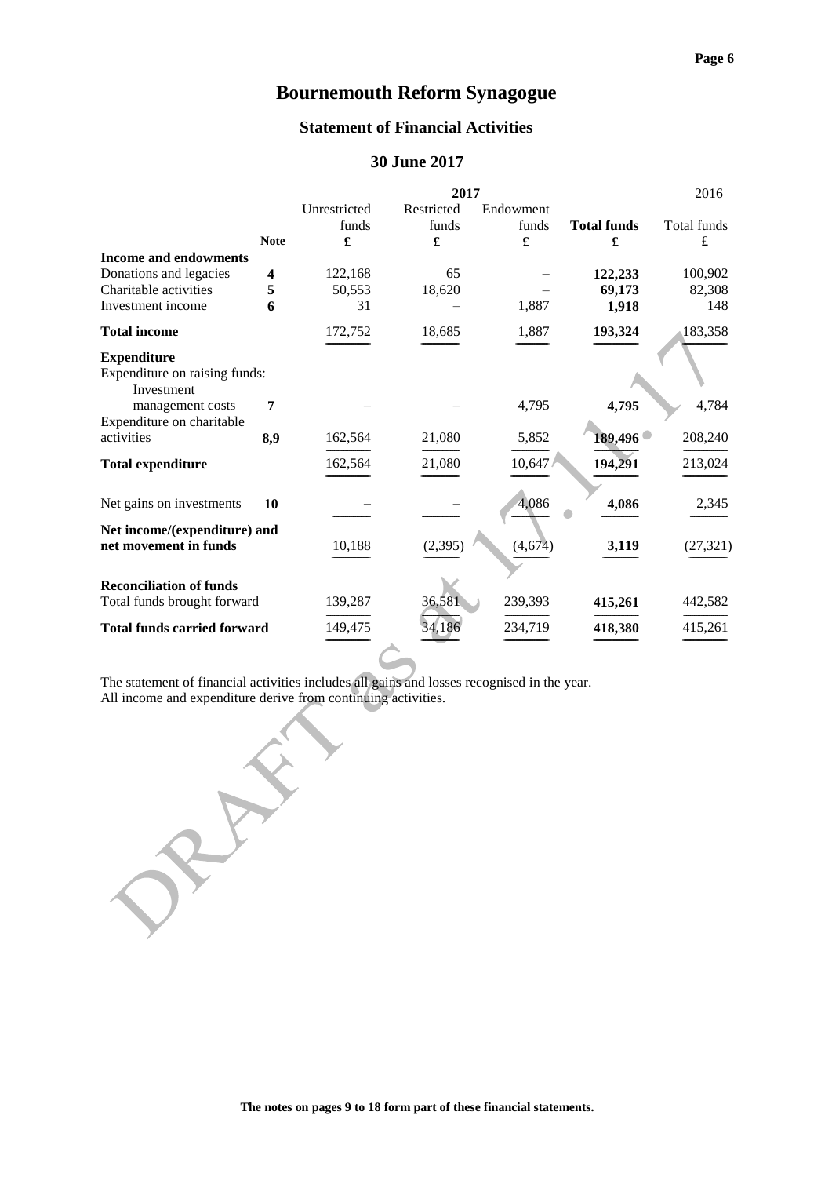# Bournemouth Reform Synagogue

## Statement of Financial Activities

## 30 June 2017

| | Note | 2017 Unrestricted funds £ | 2017 Restricted funds £ | 2017 Endowment funds £ | 2017 **Total funds £** | 2016 Total funds £ |
|---|---|---|---|---|---|---|
| **Income and endowments** | | | | | | |
| Donations and legacies | **4** | 122,168 | 65 | – | **122,233** | 100,902 |
| Charitable activities | **5** | 50,553 | 18,620 | – | **69,173** | 82,308 |
| Investment income | **6** | 31 | – | 1,887 | **1,918** | 148 |
| **Total income** | | 172,752 | 18,685 | 1,887 | **193,324** | 183,358 |
| **Expenditure** | | | | | | |
| Expenditure on raising funds: Investment management costs | **7** | – | – | 4,795 | **4,795** | 4,784 |
| Expenditure on charitable activities | **8,9** | 162,564 | 21,080 | 5,852 | **189,496** | 208,240 |
| **Total expenditure** | | 162,564 | 21,080 | 10,647 | **194,291** | 213,024 |
| Net gains on investments | **10** | – | – | 4,086 | **4,086** | 2,345 |
| **Net income/(expenditure) and net movement in funds** | | 10,188 | (2,395) | (4,674) | **3,119** | (27,321) |
| **Reconciliation of funds** | | | | | | |
| Total funds brought forward | | 139,287 | 36,581 | 239,393 | **415,261** | 442,582 |
| **Total funds carried forward** | | 149,475 | 34,186 | 234,719 | **418,380** | 415,261 |

The statement of financial activities includes all gains and losses recognised in the year.
All income and expenditure derive from continuing activities.

**The notes on pages 9 to 18 form part of these financial statements.**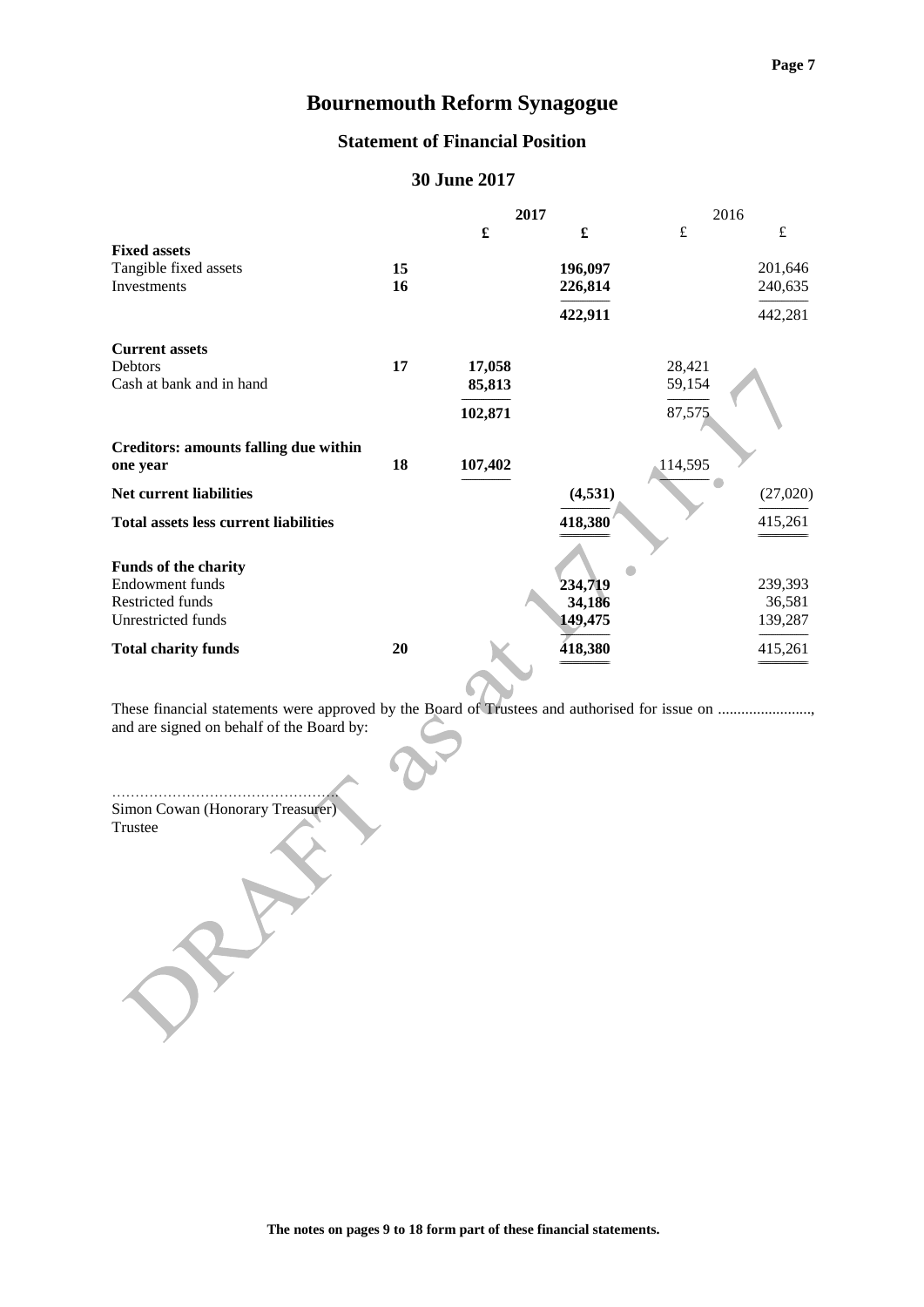# Bournemouth Reform Synagogue

## Statement of Financial Position

### 30 June 2017

| | Note | 2017 £ | 2017 £ | 2016 £ | 2016 £ |
|---|---|---|---|---|---|
| **Fixed assets** | | | | | |
| Tangible fixed assets | 15 | | 196,097 | | 201,646 |
| Investments | 16 | | 226,814 | | 240,635 |
| | | | 422,911 | | 442,281 |
| **Current assets** | | | | | |
| Debtors | 17 | 17,058 | | 28,421 | |
| Cash at bank and in hand | | 85,813 | | 59,154 | |
| | | 102,871 | | 87,575 | |
| **Creditors: amounts falling due within one year** | 18 | 107,402 | | 114,595 | |
| **Net current liabilities** | | | (4,531) | | (27,020) |
| **Total assets less current liabilities** | | | 418,380 | | 415,261 |
| **Funds of the charity** | | | | | |
| Endowment funds | | | 234,719 | | 239,393 |
| Restricted funds | | | 34,186 | | 36,581 |
| Unrestricted funds | | | 149,475 | | 139,287 |
| **Total charity funds** | 20 | | 418,380 | | 415,261 |

These financial statements were approved by the Board of Trustees and authorised for issue on ........................, and are signed on behalf of the Board by:

……………………………………………

Simon Cowan (Honorary Treasurer)
Trustee

DRAFT as at 17.11.17

**The notes on pages 9 to 18 form part of these financial statements.**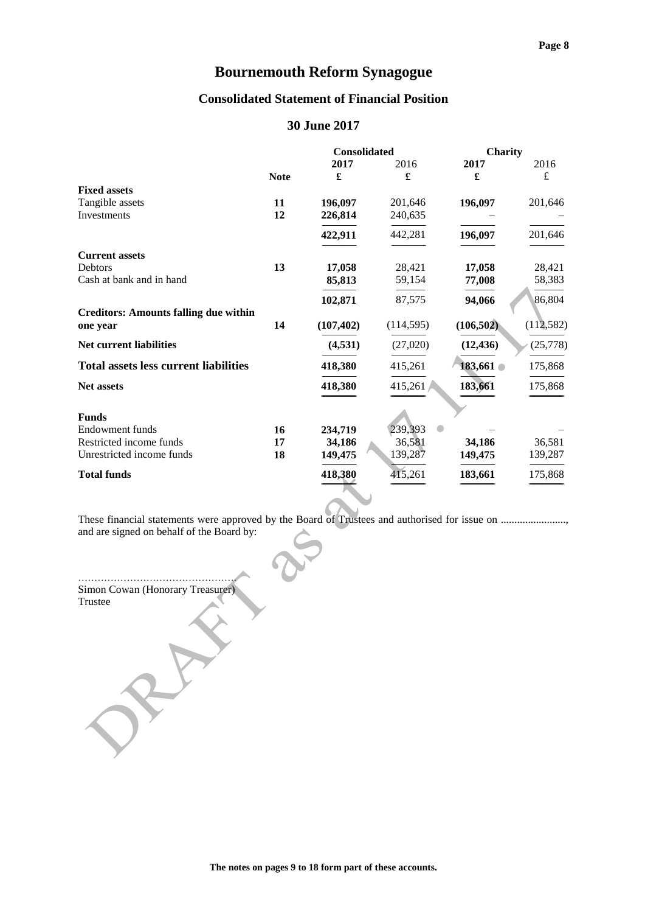# Bournemouth Reform Synagogue

## Consolidated Statement of Financial Position

### 30 June 2017

| | | Consolidated | | Charity | |
|---|---|---|---|---|---|
| | | 2017 | 2016 | 2017 | 2016 |
| | Note | £ | £ | £ | £ |
| **Fixed assets** | | | | | |
| Tangible assets | 11 | 196,097 | 201,646 | 196,097 | 201,646 |
| Investments | 12 | 226,814 | 240,635 | – | – |
| | | 422,911 | 442,281 | 196,097 | 201,646 |
| **Current assets** | | | | | |
| Debtors | 13 | 17,058 | 28,421 | 17,058 | 28,421 |
| Cash at bank and in hand | | 85,813 | 59,154 | 77,008 | 58,383 |
| | | 102,871 | 87,575 | 94,066 | 86,804 |
| **Creditors: Amounts falling due within one year** | 14 | (107,402) | (114,595) | (106,502) | (112,582) |
| **Net current liabilities** | | (4,531) | (27,020) | (12,436) | (25,778) |
| **Total assets less current liabilities** | | 418,380 | 415,261 | 183,661 | 175,868 |
| **Net assets** | | 418,380 | 415,261 | 183,661 | 175,868 |
| **Funds** | | | | | |
| Endowment funds | 16 | 234,719 | 239,393 | – | – |
| Restricted income funds | 17 | 34,186 | 36,581 | 34,186 | 36,581 |
| Unrestricted income funds | 18 | 149,475 | 139,287 | 149,475 | 139,287 |
| **Total funds** | | 418,380 | 415,261 | 183,661 | 175,868 |

These financial statements were approved by the Board of Trustees and authorised for issue on ........................, and are signed on behalf of the Board by:

…………………………………………
Simon Cowan (Honorary Treasurer)
Trustee

DRAFT as at 17.11.17

**The notes on pages 9 to 18 form part of these accounts.**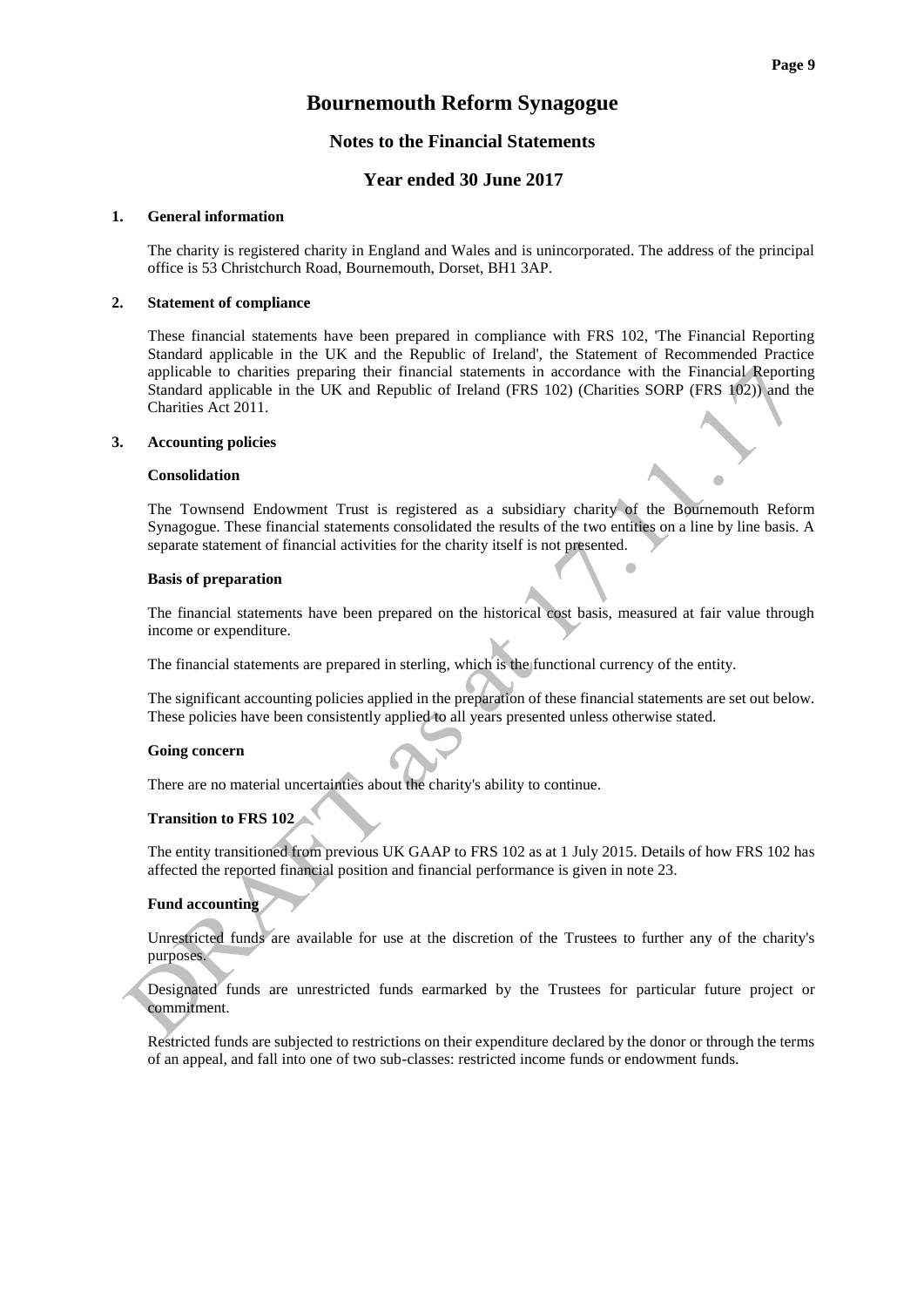# Bournemouth Reform Synagogue

## Notes to the Financial Statements

## Year ended 30 June 2017

### 1. General information

The charity is registered charity in England and Wales and is unincorporated. The address of the principal office is 53 Christchurch Road, Bournemouth, Dorset, BH1 3AP.

### 2. Statement of compliance

These financial statements have been prepared in compliance with FRS 102, 'The Financial Reporting Standard applicable in the UK and the Republic of Ireland', the Statement of Recommended Practice applicable to charities preparing their financial statements in accordance with the Financial Reporting Standard applicable in the UK and Republic of Ireland (FRS 102) (Charities SORP (FRS 102)) and the Charities Act 2011.

### 3. Accounting policies

**Consolidation**

The Townsend Endowment Trust is registered as a subsidiary charity of the Bournemouth Reform Synagogue. These financial statements consolidated the results of the two entities on a line by line basis. A separate statement of financial activities for the charity itself is not presented.

**Basis of preparation**

The financial statements have been prepared on the historical cost basis, measured at fair value through income or expenditure.

The financial statements are prepared in sterling, which is the functional currency of the entity.

The significant accounting policies applied in the preparation of these financial statements are set out below. These policies have been consistently applied to all years presented unless otherwise stated.

**Going concern**

There are no material uncertainties about the charity's ability to continue.

**Transition to FRS 102**

The entity transitioned from previous UK GAAP to FRS 102 as at 1 July 2015. Details of how FRS 102 has affected the reported financial position and financial performance is given in note 23.

**Fund accounting**

Unrestricted funds are available for use at the discretion of the Trustees to further any of the charity's purposes.

Designated funds are unrestricted funds earmarked by the Trustees for particular future project or commitment.

Restricted funds are subjected to restrictions on their expenditure declared by the donor or through the terms of an appeal, and fall into one of two sub-classes: restricted income funds or endowment funds.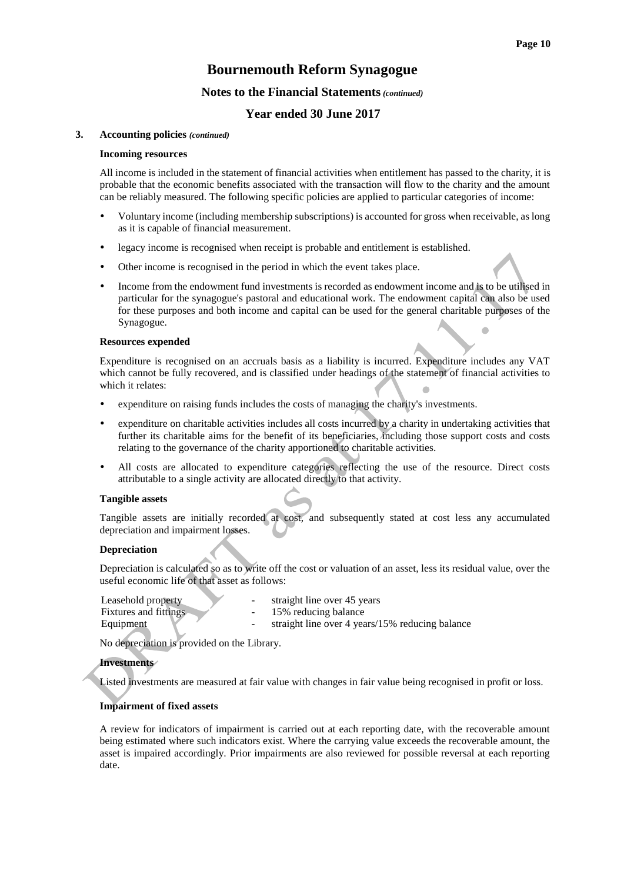# Bournemouth Reform Synagogue

## Notes to the Financial Statements *(continued)*

## Year ended 30 June 2017

### 3. Accounting policies *(continued)*

#### Incoming resources

All income is included in the statement of financial activities when entitlement has passed to the charity, it is probable that the economic benefits associated with the transaction will flow to the charity and the amount can be reliably measured. The following specific policies are applied to particular categories of income:

- Voluntary income (including membership subscriptions) is accounted for gross when receivable, as long as it is capable of financial measurement.
- legacy income is recognised when receipt is probable and entitlement is established.
- Other income is recognised in the period in which the event takes place.
- Income from the endowment fund investments is recorded as endowment income and is to be utilised in particular for the synagogue's pastoral and educational work. The endowment capital can also be used for these purposes and both income and capital can be used for the general charitable purposes of the Synagogue.

#### Resources expended

Expenditure is recognised on an accruals basis as a liability is incurred. Expenditure includes any VAT which cannot be fully recovered, and is classified under headings of the statement of financial activities to which it relates:

- expenditure on raising funds includes the costs of managing the charity's investments.
- expenditure on charitable activities includes all costs incurred by a charity in undertaking activities that further its charitable aims for the benefit of its beneficiaries, including those support costs and costs relating to the governance of the charity apportioned to charitable activities.
- All costs are allocated to expenditure categories reflecting the use of the resource. Direct costs attributable to a single activity are allocated directly to that activity.

#### Tangible assets

Tangible assets are initially recorded at cost, and subsequently stated at cost less any accumulated depreciation and impairment losses.

#### Depreciation

Depreciation is calculated so as to write off the cost or valuation of an asset, less its residual value, over the useful economic life of that asset as follows:

| | | |
|---|---|---|
| Leasehold property | - | straight line over 45 years |
| Fixtures and fittings | - | 15% reducing balance |
| Equipment | - | straight line over 4 years/15% reducing balance |

No depreciation is provided on the Library.

#### Investments

Listed investments are measured at fair value with changes in fair value being recognised in profit or loss.

#### Impairment of fixed assets

A review for indicators of impairment is carried out at each reporting date, with the recoverable amount being estimated where such indicators exist. Where the carrying value exceeds the recoverable amount, the asset is impaired accordingly. Prior impairments are also reviewed for possible reversal at each reporting date.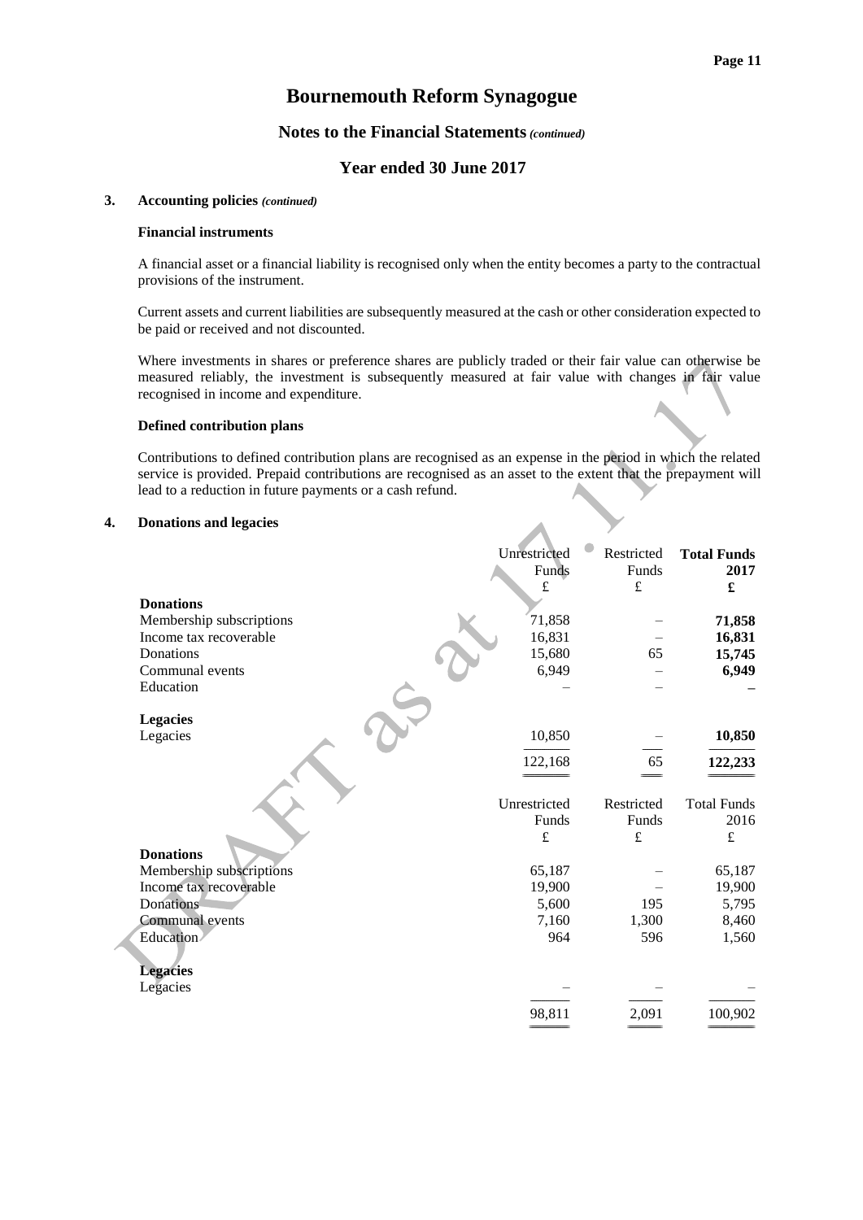# Bournemouth Reform Synagogue

## Notes to the Financial Statements *(continued)*

## Year ended 30 June 2017

### 3. Accounting policies *(continued)*

**Financial instruments**

A financial asset or a financial liability is recognised only when the entity becomes a party to the contractual provisions of the instrument.

Current assets and current liabilities are subsequently measured at the cash or other consideration expected to be paid or received and not discounted.

Where investments in shares or preference shares are publicly traded or their fair value can otherwise be measured reliably, the investment is subsequently measured at fair value with changes in fair value recognised in income and expenditure.

**Defined contribution plans**

Contributions to defined contribution plans are recognised as an expense in the period in which the related service is provided. Prepaid contributions are recognised as an asset to the extent that the prepayment will lead to a reduction in future payments or a cash refund.

### 4. Donations and legacies

| | Unrestricted Funds £ | Restricted Funds £ | **Total Funds 2017 £** |
|---|---|---|---|
| **Donations** | | | |
| Membership subscriptions | 71,858 | – | **71,858** |
| Income tax recoverable | 16,831 | – | **16,831** |
| Donations | 15,680 | 65 | **15,745** |
| Communal events | 6,949 | – | **6,949** |
| Education | – | – | **–** |
| **Legacies** | | | |
| Legacies | 10,850 | – | **10,850** |
| | 122,168 | 65 | **122,233** |

| | Unrestricted Funds £ | Restricted Funds £ | Total Funds 2016 £ |
|---|---|---|---|
| **Donations** | | | |
| Membership subscriptions | 65,187 | – | 65,187 |
| Income tax recoverable | 19,900 | – | 19,900 |
| Donations | 5,600 | 195 | 5,795 |
| Communal events | 7,160 | 1,300 | 8,460 |
| Education | 964 | 596 | 1,560 |
| **Legacies** | | | |
| Legacies | – | – | – |
| | 98,811 | 2,091 | 100,902 |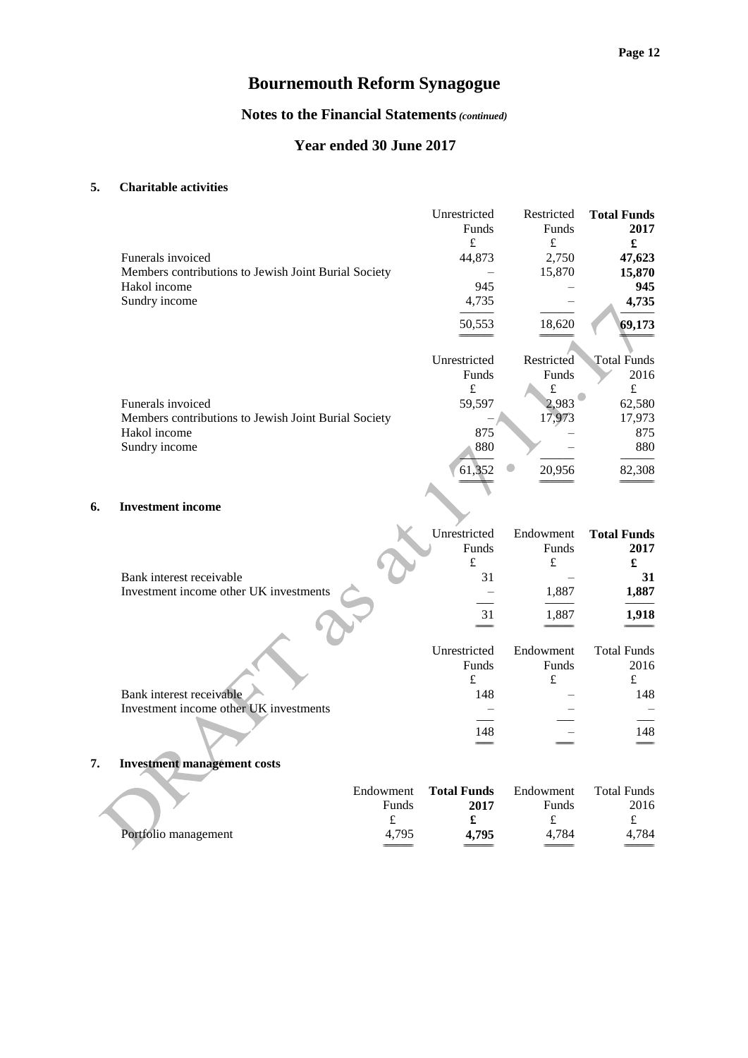# Bournemouth Reform Synagogue

## Notes to the Financial Statements *(continued)*

## Year ended 30 June 2017

### 5. Charitable activities

| | Unrestricted Funds | Restricted Funds | **Total Funds 2017** |
|---|---|---|---|
| | £ | £ | **£** |
| Funerals invoiced | 44,873 | 2,750 | **47,623** |
| Members contributions to Jewish Joint Burial Society | – | 15,870 | **15,870** |
| Hakol income | 945 | – | **945** |
| Sundry income | 4,735 | – | **4,735** |
| | 50,553 | 18,620 | **69,173** |

| | Unrestricted Funds | Restricted Funds | Total Funds 2016 |
|---|---|---|---|
| | £ | £ | £ |
| Funerals invoiced | 59,597 | 2,983 | 62,580 |
| Members contributions to Jewish Joint Burial Society | – | 17,973 | 17,973 |
| Hakol income | 875 | – | 875 |
| Sundry income | 880 | – | 880 |
| | 61,352 | 20,956 | 82,308 |

### 6. Investment income

| | Unrestricted Funds | Endowment Funds | **Total Funds 2017** |
|---|---|---|---|
| | £ | £ | **£** |
| Bank interest receivable | 31 | – | **31** |
| Investment income other UK investments | – | 1,887 | **1,887** |
| | 31 | 1,887 | **1,918** |

| | Unrestricted Funds | Endowment Funds | Total Funds 2016 |
|---|---|---|---|
| | £ | £ | £ |
| Bank interest receivable | 148 | – | 148 |
| Investment income other UK investments | – | – | – |
| | 148 | – | 148 |

### 7. Investment management costs

| | Endowment Funds | **Total Funds 2017** | Endowment Funds | Total Funds 2016 |
|---|---|---|---|---|
| | £ | **£** | £ | £ |
| Portfolio management | 4,795 | **4,795** | 4,784 | 4,784 |

DRAFT as at 17.1.17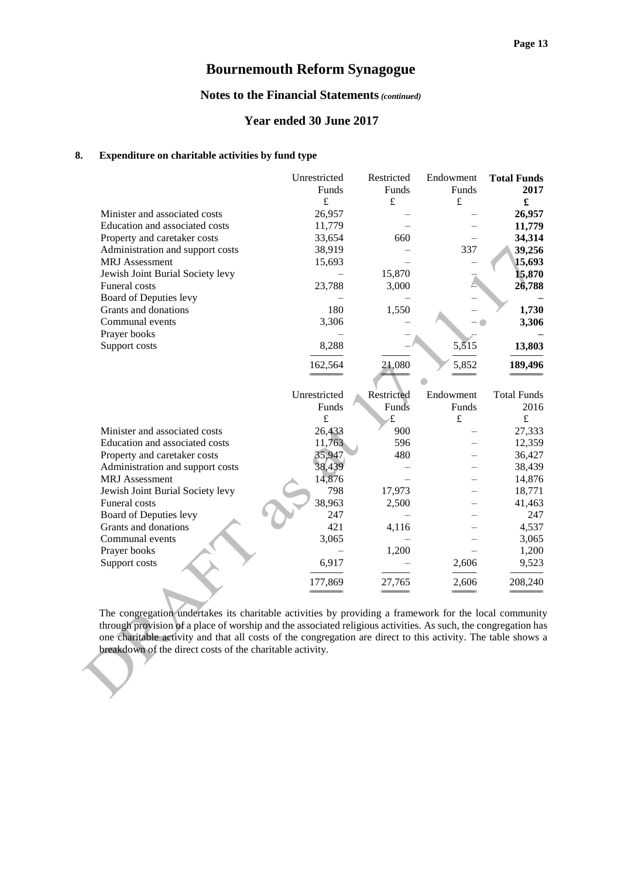# Bournemouth Reform Synagogue

## Notes to the Financial Statements *(continued)*

## Year ended 30 June 2017

### 8. Expenditure on charitable activities by fund type

| | Unrestricted Funds £ | Restricted Funds £ | Endowment Funds £ | **Total Funds 2017 £** |
|---|---|---|---|---|
| Minister and associated costs | 26,957 | – | – | **26,957** |
| Education and associated costs | 11,779 | – | – | **11,779** |
| Property and caretaker costs | 33,654 | 660 | – | **34,314** |
| Administration and support costs | 38,919 | – | 337 | **39,256** |
| MRJ Assessment | 15,693 | – | – | **15,693** |
| Jewish Joint Burial Society levy | – | 15,870 | – | **15,870** |
| Funeral costs | 23,788 | 3,000 | – | **26,788** |
| Board of Deputies levy | – | – | – | **–** |
| Grants and donations | 180 | 1,550 | – | **1,730** |
| Communal events | 3,306 | – | – | **3,306** |
| Prayer books | – | – | – | **–** |
| Support costs | 8,288 | – | 5,515 | **13,803** |
| | 162,564 | 21,080 | 5,852 | **189,496** |

| | Unrestricted Funds £ | Restricted Funds £ | Endowment Funds £ | Total Funds 2016 £ |
|---|---|---|---|---|
| Minister and associated costs | 26,433 | 900 | – | 27,333 |
| Education and associated costs | 11,763 | 596 | – | 12,359 |
| Property and caretaker costs | 35,947 | 480 | – | 36,427 |
| Administration and support costs | 38,439 | – | – | 38,439 |
| MRJ Assessment | 14,876 | – | – | 14,876 |
| Jewish Joint Burial Society levy | 798 | 17,973 | – | 18,771 |
| Funeral costs | 38,963 | 2,500 | – | 41,463 |
| Board of Deputies levy | 247 | – | – | 247 |
| Grants and donations | 421 | 4,116 | – | 4,537 |
| Communal events | 3,065 | – | – | 3,065 |
| Prayer books | – | 1,200 | – | 1,200 |
| Support costs | 6,917 | – | 2,606 | 9,523 |
| | 177,869 | 27,765 | 2,606 | 208,240 |

The congregation undertakes its charitable activities by providing a framework for the local community through provision of a place of worship and the associated religious activities. As such, the congregation has one charitable activity and that all costs of the congregation are direct to this activity. The table shows a breakdown of the direct costs of the charitable activity.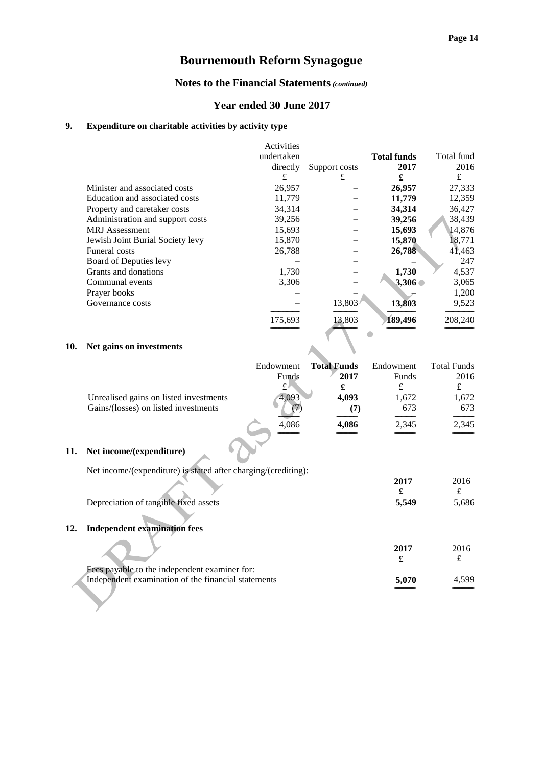# Bournemouth Reform Synagogue

## Notes to the Financial Statements *(continued)*

## Year ended 30 June 2017

### 9. Expenditure on charitable activities by activity type

| | Activities undertaken directly | Support costs | **Total funds 2017** | Total fund 2016 |
|---|---|---|---|---|
| | £ | £ | **£** | £ |
| Minister and associated costs | 26,957 | – | **26,957** | 27,333 |
| Education and associated costs | 11,779 | – | **11,779** | 12,359 |
| Property and caretaker costs | 34,314 | – | **34,314** | 36,427 |
| Administration and support costs | 39,256 | – | **39,256** | 38,439 |
| MRJ Assessment | 15,693 | – | **15,693** | 14,876 |
| Jewish Joint Burial Society levy | 15,870 | – | **15,870** | 18,771 |
| Funeral costs | 26,788 | – | **26,788** | 41,463 |
| Board of Deputies levy | – | – | **–** | 247 |
| Grants and donations | 1,730 | – | **1,730** | 4,537 |
| Communal events | 3,306 | – | **3,306** | 3,065 |
| Prayer books | – | – | **–** | 1,200 |
| Governance costs | – | 13,803 | **13,803** | 9,523 |
| | 175,693 | 13,803 | **189,496** | 208,240 |

### 10. Net gains on investments

| | Endowment Funds | **Total Funds 2017** | Endowment Funds | Total Funds 2016 |
|---|---|---|---|---|
| | £ | **£** | £ | £ |
| Unrealised gains on listed investments | 4,093 | **4,093** | 1,672 | 1,672 |
| Gains/(losses) on listed investments | (7) | **(7)** | 673 | 673 |
| | 4,086 | **4,086** | 2,345 | 2,345 |

### 11. Net income/(expenditure)

Net income/(expenditure) is stated after charging/(crediting):

| | **2017** | 2016 |
|---|---|---|
| | **£** | £ |
| Depreciation of tangible fixed assets | **5,549** | 5,686 |

### 12. Independent examination fees

| | **2017** | 2016 |
|---|---|---|
| | **£** | £ |
| Fees payable to the independent examiner for: | | |
| Independent examination of the financial statements | **5,070** | 4,599 |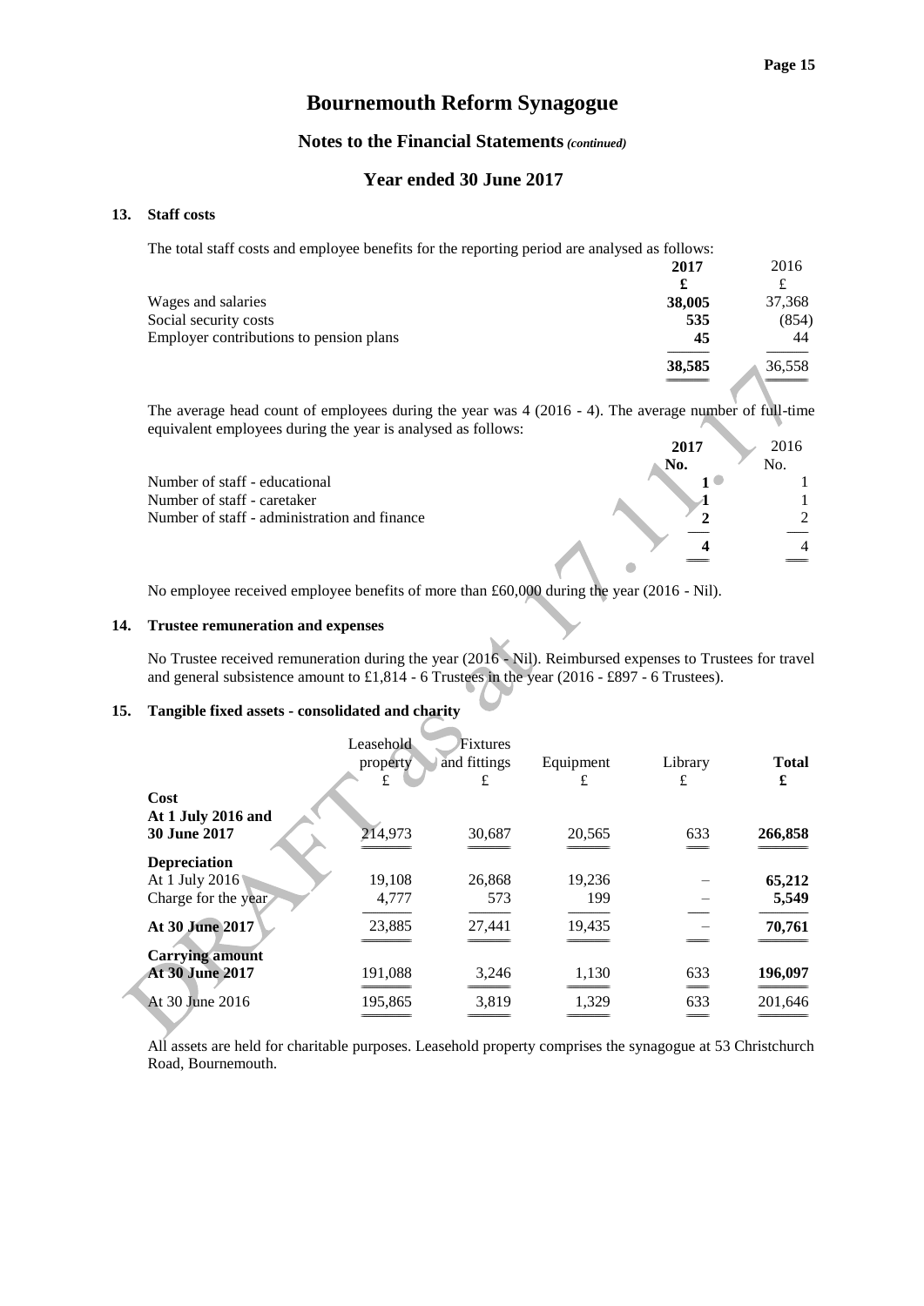# Bournemouth Reform Synagogue

## Notes to the Financial Statements *(continued)*

## Year ended 30 June 2017

### 13. Staff costs

The total staff costs and employee benefits for the reporting period are analysed as follows:

| | 2017 | 2016 |
|---|---|---|
| | £ | £ |
| Wages and salaries | 38,005 | 37,368 |
| Social security costs | 535 | (854) |
| Employer contributions to pension plans | 45 | 44 |
| | 38,585 | 36,558 |

The average head count of employees during the year was 4 (2016 - 4). The average number of full-time equivalent employees during the year is analysed as follows:

| | 2017 | 2016 |
|---|---|---|
| | No. | No. |
| Number of staff - educational | 1 | 1 |
| Number of staff - caretaker | 1 | 1 |
| Number of staff - administration and finance | 2 | 2 |
| | 4 | 4 |

No employee received employee benefits of more than £60,000 during the year (2016 - Nil).

### 14. Trustee remuneration and expenses

No Trustee received remuneration during the year (2016 - Nil). Reimbursed expenses to Trustees for travel and general subsistence amount to £1,814 - 6 Trustees in the year (2016 - £897 - 6 Trustees).

### 15. Tangible fixed assets - consolidated and charity

| | Leasehold property | Fixtures and fittings | Equipment | Library | Total |
|---|---|---|---|---|---|
| | £ | £ | £ | £ | £ |
| **Cost** | | | | | |
| **At 1 July 2016 and 30 June 2017** | 214,973 | 30,687 | 20,565 | 633 | 266,858 |
| **Depreciation** | | | | | |
| At 1 July 2016 | 19,108 | 26,868 | 19,236 | – | 65,212 |
| Charge for the year | 4,777 | 573 | 199 | – | 5,549 |
| **At 30 June 2017** | 23,885 | 27,441 | 19,435 | – | 70,761 |
| **Carrying amount** | | | | | |
| **At 30 June 2017** | 191,088 | 3,246 | 1,130 | 633 | 196,097 |
| At 30 June 2016 | 195,865 | 3,819 | 1,329 | 633 | 201,646 |

All assets are held for charitable purposes. Leasehold property comprises the synagogue at 53 Christchurch Road, Bournemouth.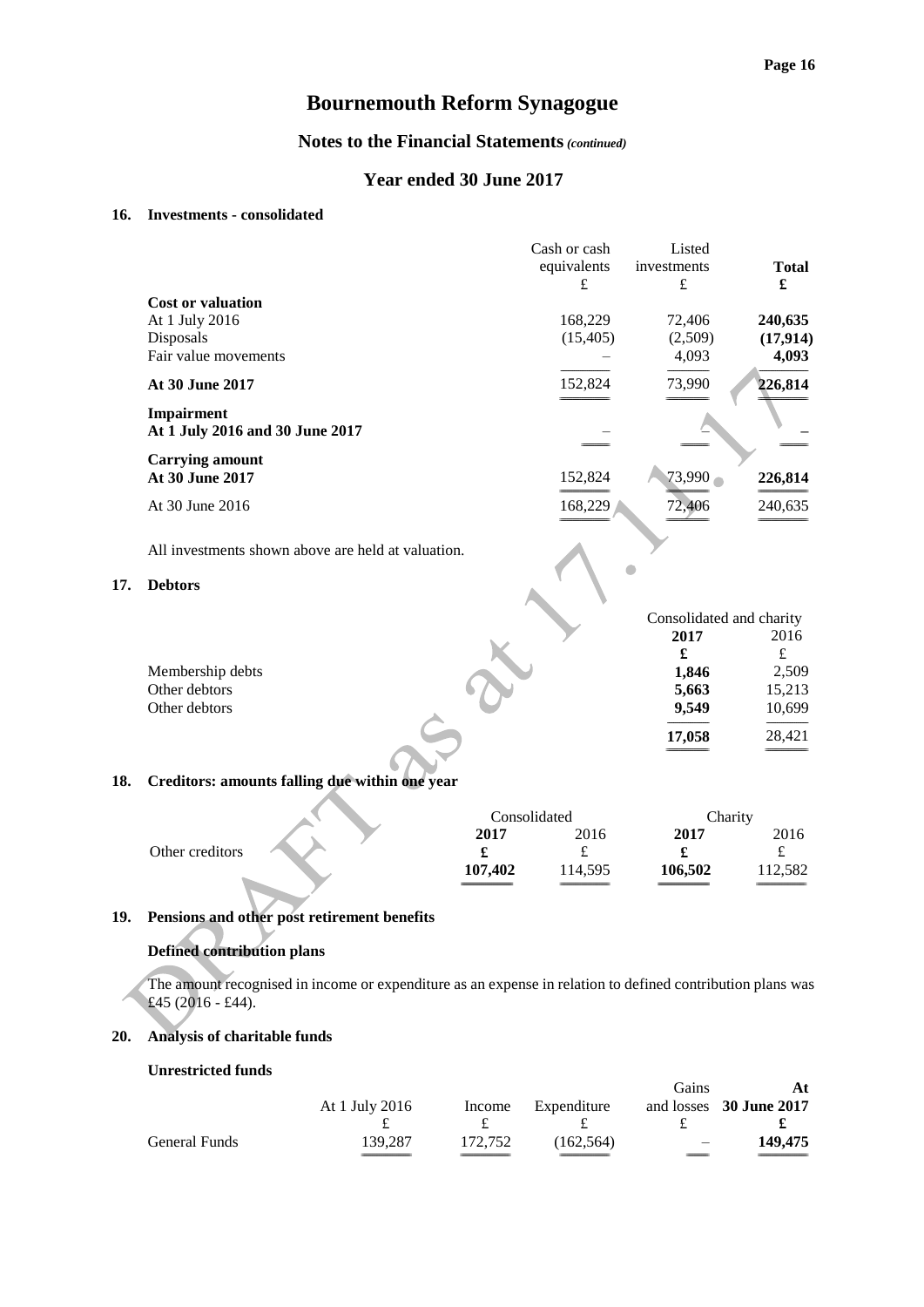# Bournemouth Reform Synagogue

## Notes to the Financial Statements *(continued)*

## Year ended 30 June 2017

### 16. Investments - consolidated

| | Cash or cash equivalents £ | Listed investments £ | **Total £** |
|---|---|---|---|
| **Cost or valuation** | | | |
| At 1 July 2016 | 168,229 | 72,406 | **240,635** |
| Disposals | (15,405) | (2,509) | **(17,914)** |
| Fair value movements | – | 4,093 | **4,093** |
| **At 30 June 2017** | 152,824 | 73,990 | **226,814** |
| **Impairment** | | | |
| **At 1 July 2016 and 30 June 2017** | – | – | **–** |
| **Carrying amount** | | | |
| **At 30 June 2017** | 152,824 | 73,990 | **226,814** |
| At 30 June 2016 | 168,229 | 72,406 | 240,635 |

All investments shown above are held at valuation.

### 17. Debtors

| | Consolidated and charity | |
|---|---|---|
| | **2017 £** | 2016 £ |
| Membership debts | **1,846** | 2,509 |
| Other debtors | **5,663** | 15,213 |
| Other debtors | **9,549** | 10,699 |
| | **17,058** | 28,421 |

### 18. Creditors: amounts falling due within one year

| | Consolidated | | Charity | |
|---|---|---|---|---|
| | **2017 £** | 2016 £ | **2017 £** | 2016 £ |
| Other creditors | **107,402** | 114,595 | **106,502** | 112,582 |

### 19. Pensions and other post retirement benefits

**Defined contribution plans**

The amount recognised in income or expenditure as an expense in relation to defined contribution plans was £45 (2016 - £44).

### 20. Analysis of charitable funds

**Unrestricted funds**

| | At 1 July 2016 £ | Income £ | Expenditure £ | Gains and losses £ | **At 30 June 2017 £** |
|---|---|---|---|---|---|
| General Funds | 139,287 | 172,752 | (162,564) | – | **149,475** |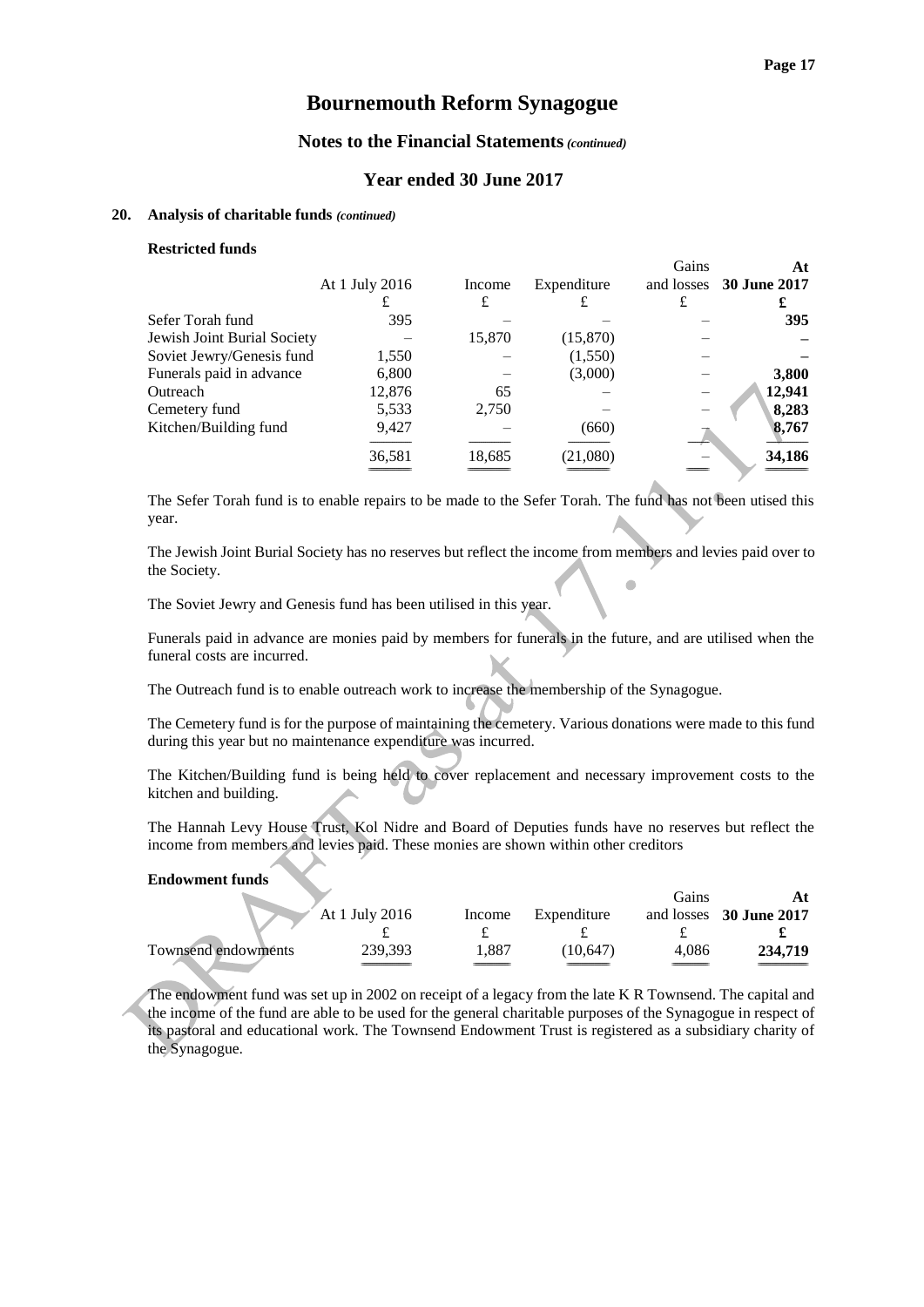# Bournemouth Reform Synagogue

## Notes to the Financial Statements *(continued)*

## Year ended 30 June 2017

### 20. Analysis of charitable funds *(continued)*

#### Restricted funds

| | At 1 July 2016 | Income | Expenditure | Gains and losses | At 30 June 2017 |
|---|---|---|---|---|---|
| | £ | £ | £ | £ | £ |
| Sefer Torah fund | 395 | – | – | – | **395** |
| Jewish Joint Burial Society | – | 15,870 | (15,870) | – | **–** |
| Soviet Jewry/Genesis fund | 1,550 | – | (1,550) | – | **–** |
| Funerals paid in advance | 6,800 | – | (3,000) | – | **3,800** |
| Outreach | 12,876 | 65 | – | – | **12,941** |
| Cemetery fund | 5,533 | 2,750 | – | – | **8,283** |
| Kitchen/Building fund | 9,427 | – | (660) | – | **8,767** |
| | 36,581 | 18,685 | (21,080) | – | **34,186** |

The Sefer Torah fund is to enable repairs to be made to the Sefer Torah. The fund has not been utised this year.

The Jewish Joint Burial Society has no reserves but reflect the income from members and levies paid over to the Society.

The Soviet Jewry and Genesis fund has been utilised in this year.

Funerals paid in advance are monies paid by members for funerals in the future, and are utilised when the funeral costs are incurred.

The Outreach fund is to enable outreach work to increase the membership of the Synagogue.

The Cemetery fund is for the purpose of maintaining the cemetery. Various donations were made to this fund during this year but no maintenance expenditure was incurred.

The Kitchen/Building fund is being held to cover replacement and necessary improvement costs to the kitchen and building.

The Hannah Levy House Trust, Kol Nidre and Board of Deputies funds have no reserves but reflect the income from members and levies paid. These monies are shown within other creditors

#### Endowment funds

| | At 1 July 2016 | Income | Expenditure | Gains and losses | At 30 June 2017 |
|---|---|---|---|---|---|
| | £ | £ | £ | £ | £ |
| Townsend endowments | 239,393 | 1,887 | (10,647) | 4,086 | **234,719** |

The endowment fund was set up in 2002 on receipt of a legacy from the late K R Townsend. The capital and the income of the fund are able to be used for the general charitable purposes of the Synagogue in respect of its pastoral and educational work. The Townsend Endowment Trust is registered as a subsidiary charity of the Synagogue.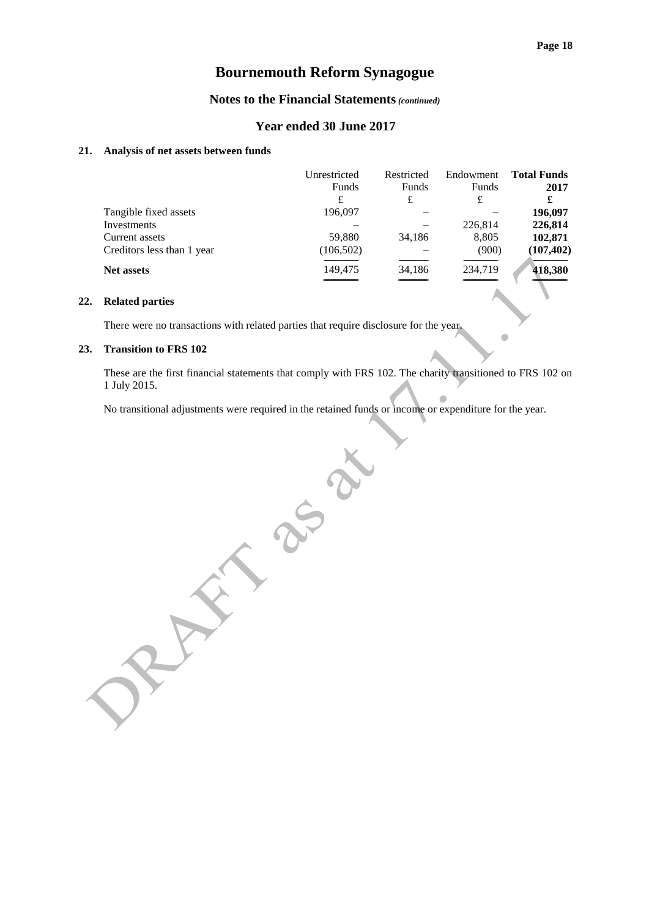# Bournemouth Reform Synagogue

## Notes to the Financial Statements *(continued)*

## Year ended 30 June 2017

### 21. Analysis of net assets between funds

| | Unrestricted Funds | Restricted Funds | Endowment Funds | **Total Funds 2017** |
|---|---|---|---|---|
| | £ | £ | £ | **£** |
| Tangible fixed assets | 196,097 | – | – | **196,097** |
| Investments | – | – | 226,814 | **226,814** |
| Current assets | 59,880 | 34,186 | 8,805 | **102,871** |
| Creditors less than 1 year | (106,502) | – | (900) | **(107,402)** |
| **Net assets** | 149,475 | 34,186 | 234,719 | **418,380** |

### 22. Related parties

There were no transactions with related parties that require disclosure for the year.

### 23. Transition to FRS 102

These are the first financial statements that comply with FRS 102. The charity transitioned to FRS 102 on 1 July 2015.

No transitional adjustments were required in the retained funds or income or expenditure for the year.

DRAFT as at 17.11.17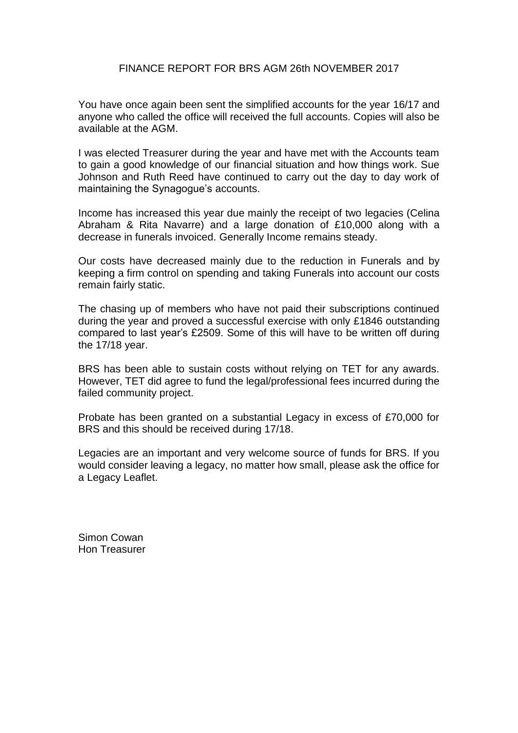# FINANCE REPORT FOR BRS AGM 26th NOVEMBER 2017

You have once again been sent the simplified accounts for the year 16/17 and anyone who called the office will received the full accounts. Copies will also be available at the AGM.

I was elected Treasurer during the year and have met with the Accounts team to gain a good knowledge of our financial situation and how things work. Sue Johnson and Ruth Reed have continued to carry out the day to day work of maintaining the Synagogue's accounts.

Income has increased this year due mainly the receipt of two legacies (Celina Abraham & Rita Navarre) and a large donation of £10,000 along with a decrease in funerals invoiced. Generally Income remains steady.

Our costs have decreased mainly due to the reduction in Funerals and by keeping a firm control on spending and taking Funerals into account our costs remain fairly static.

The chasing up of members who have not paid their subscriptions continued during the year and proved a successful exercise with only £1846 outstanding compared to last year's £2509. Some of this will have to be written off during the 17/18 year.

BRS has been able to sustain costs without relying on TET for any awards. However, TET did agree to fund the legal/professional fees incurred during the failed community project.

Probate has been granted on a substantial Legacy in excess of £70,000 for BRS and this should be received during 17/18.

Legacies are an important and very welcome source of funds for BRS. If you would consider leaving a legacy, no matter how small, please ask the office for a Legacy Leaflet.

Simon Cowan
Hon Treasurer